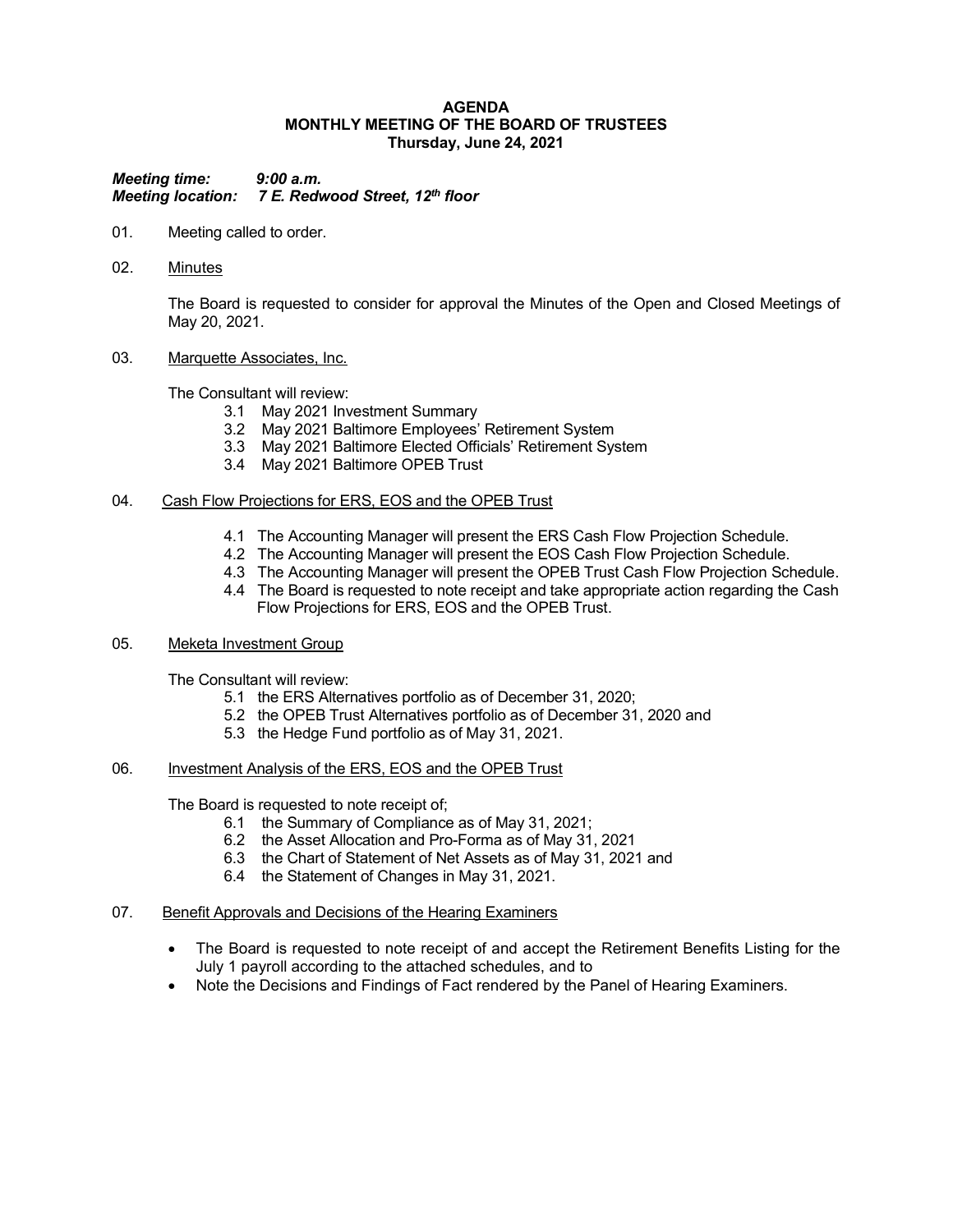**AGENDA**
**MONTHLY MEETING OF THE BOARD OF TRUSTEES**
**Thursday, June 24, 2021**

***Meeting time:*** ***9:00 a.m.***
***Meeting location:*** ***7 E. Redwood Street, 12th floor***

01. Meeting called to order.

02. Minutes

    The Board is requested to consider for approval the Minutes of the Open and Closed Meetings of May 20, 2021.

03. Marquette Associates, Inc.

    The Consultant will review:

    3.1 May 2021 Investment Summary
    3.2 May 2021 Baltimore Employees' Retirement System
    3.3 May 2021 Baltimore Elected Officials' Retirement System
    3.4 May 2021 Baltimore OPEB Trust

04. Cash Flow Projections for ERS, EOS and the OPEB Trust

    4.1 The Accounting Manager will present the ERS Cash Flow Projection Schedule.
    4.2 The Accounting Manager will present the EOS Cash Flow Projection Schedule.
    4.3 The Accounting Manager will present the OPEB Trust Cash Flow Projection Schedule.
    4.4 The Board is requested to note receipt and take appropriate action regarding the Cash Flow Projections for ERS, EOS and the OPEB Trust.

05. Meketa Investment Group

    The Consultant will review:

    5.1 the ERS Alternatives portfolio as of December 31, 2020;
    5.2 the OPEB Trust Alternatives portfolio as of December 31, 2020 and
    5.3 the Hedge Fund portfolio as of May 31, 2021.

06. Investment Analysis of the ERS, EOS and the OPEB Trust

    The Board is requested to note receipt of;

    6.1 the Summary of Compliance as of May 31, 2021;
    6.2 the Asset Allocation and Pro-Forma as of May 31, 2021
    6.3 the Chart of Statement of Net Assets as of May 31, 2021 and
    6.4 the Statement of Changes in May 31, 2021.

07. Benefit Approvals and Decisions of the Hearing Examiners

    - The Board is requested to note receipt of and accept the Retirement Benefits Listing for the July 1 payroll according to the attached schedules, and to
    - Note the Decisions and Findings of Fact rendered by the Panel of Hearing Examiners.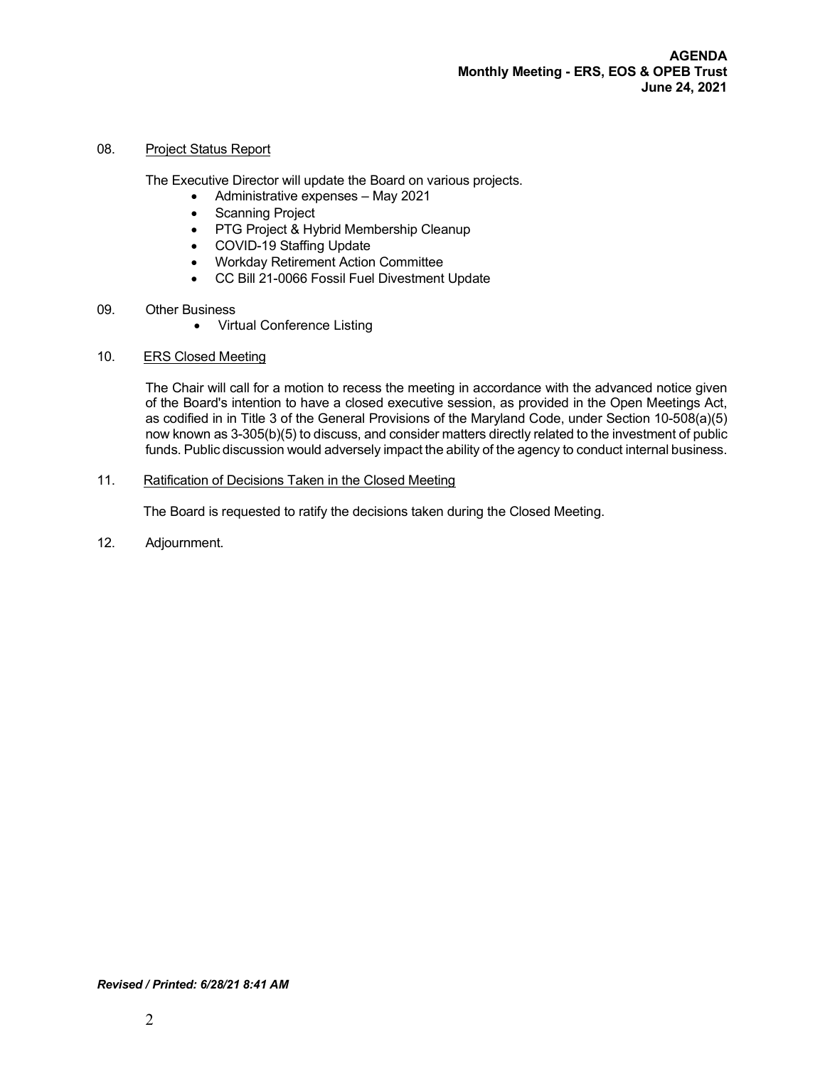08. Project Status Report

The Executive Director will update the Board on various projects.

- Administrative expenses – May 2021
- Scanning Project
- PTG Project & Hybrid Membership Cleanup
- COVID-19 Staffing Update
- Workday Retirement Action Committee
- CC Bill 21-0066 Fossil Fuel Divestment Update

09. Other Business

- Virtual Conference Listing

10. ERS Closed Meeting

The Chair will call for a motion to recess the meeting in accordance with the advanced notice given of the Board's intention to have a closed executive session, as provided in the Open Meetings Act, as codified in in Title 3 of the General Provisions of the Maryland Code, under Section 10-508(a)(5) now known as 3-305(b)(5) to discuss, and consider matters directly related to the investment of public funds. Public discussion would adversely impact the ability of the agency to conduct internal business.

11. Ratification of Decisions Taken in the Closed Meeting

The Board is requested to ratify the decisions taken during the Closed Meeting.

12. Adjournment.

*Revised / Printed: 6/28/21 8:41 AM*